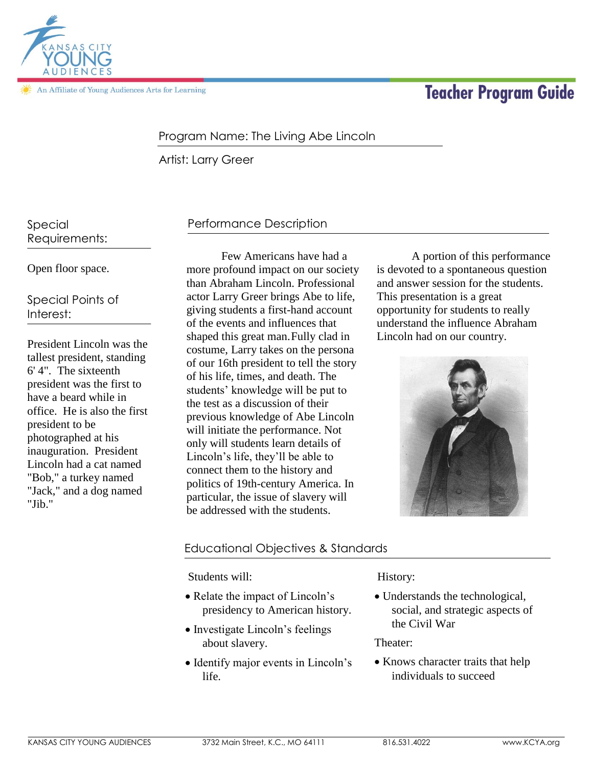Kansas City Young Audiences

An Affiliate of Young Audiences Arts for Learning

# Teacher Program Guide

Program Name: The Living Abe Lincoln

Artist: Larry Greer

## Special Requirements:

Open floor space.

## Special Points of Interest:

President Lincoln was the tallest president, standing 6' 4". The sixteenth president was the first to have a beard while in office. He is also the first president to be photographed at his inauguration. President Lincoln had a cat named "Bob," a turkey named "Jack," and a dog named "Jib."

## Performance Description

Few Americans have had a more profound impact on our society than Abraham Lincoln. Professional actor Larry Greer brings Abe to life, giving students a first-hand account of the events and influences that shaped this great man. Fully clad in costume, Larry takes on the persona of our 16th president to tell the story of his life, times, and death. The students' knowledge will be put to the test as a discussion of their previous knowledge of Abe Lincoln will initiate the performance. Not only will students learn details of Lincoln's life, they'll be able to connect them to the history and politics of 19th-century America. In particular, the issue of slavery will be addressed with the students.

A portion of this performance is devoted to a spontaneous question and answer session for the students. This presentation is a great opportunity for students to really understand the influence Abraham Lincoln had on our country.

## Educational Objectives & Standards

Students will:

- Relate the impact of Lincoln's presidency to American history.
- Investigate Lincoln's feelings about slavery.
- Identify major events in Lincoln's life.

History:

- Understands the technological, social, and strategic aspects of the Civil War

Theater:

- Knows character traits that help individuals to succeed

KANSAS CITY YOUNG AUDIENCES 3732 Main Street, K.C., MO 64111 816.531.4022 www.KCYA.org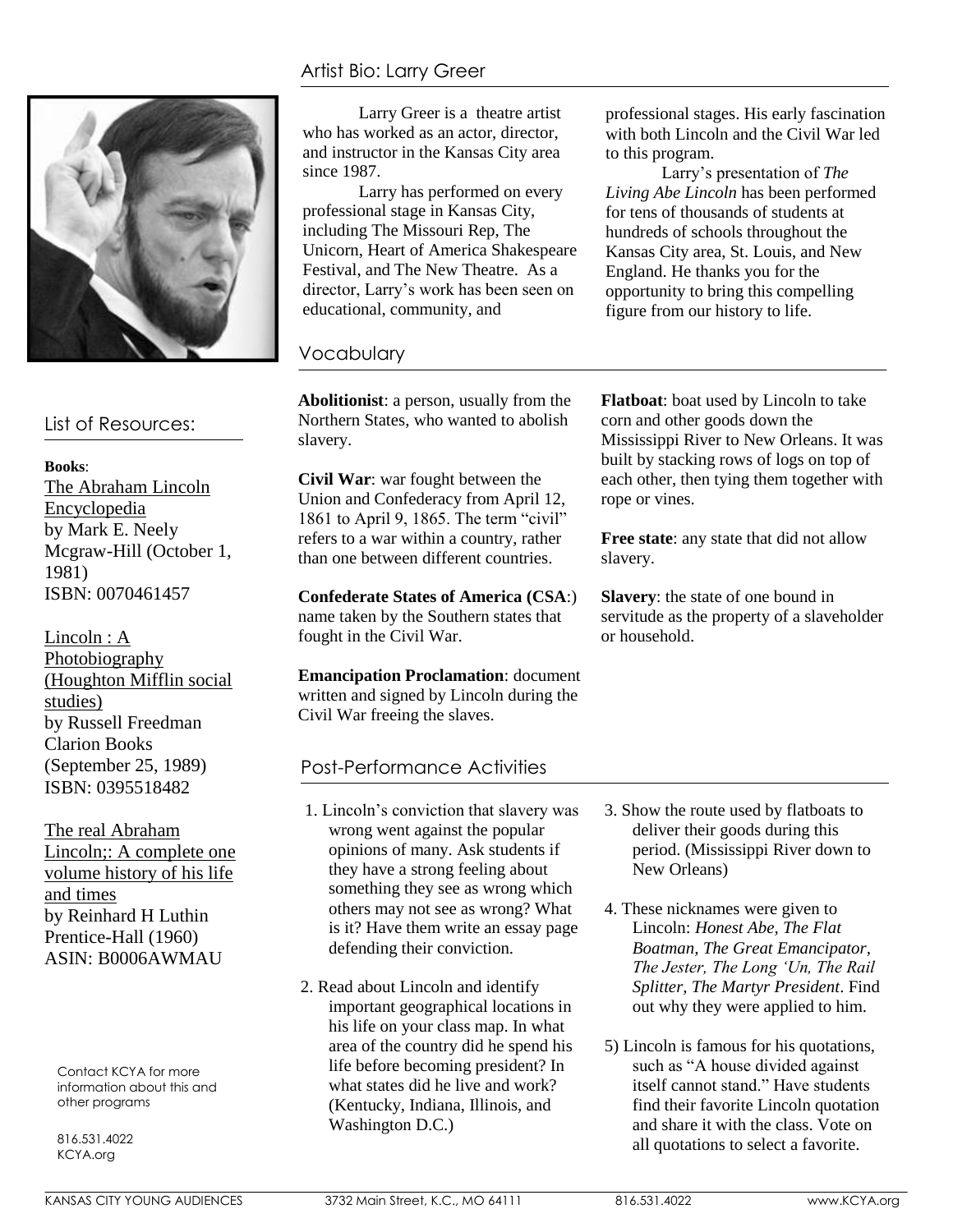## Artist Bio: Larry Greer

Larry Greer is a theatre artist who has worked as an actor, director, and instructor in the Kansas City area since 1987.

Larry has performed on every professional stage in Kansas City, including The Missouri Rep, The Unicorn, Heart of America Shakespeare Festival, and The New Theatre. As a director, Larry's work has been seen on educational, community, and professional stages. His early fascination with both Lincoln and the Civil War led to this program.

Larry's presentation of *The Living Abe Lincoln* has been performed for tens of thousands of students at hundreds of schools throughout the Kansas City area, St. Louis, and New England. He thanks you for the opportunity to bring this compelling figure from our history to life.

## List of Resources:

**Books**:

The Abraham Lincoln Encyclopedia
by Mark E. Neely
Mcgraw-Hill (October 1, 1981)
ISBN: 0070461457

Lincoln : A Photobiography (Houghton Mifflin social studies)
by Russell Freedman
Clarion Books (September 25, 1989)
ISBN: 0395518482

The real Abraham Lincoln;: A complete one volume history of his life and times
by Reinhard H Luthin
Prentice-Hall (1960)
ASIN: B0006AWMAU

Contact KCYA for more information about this and other programs

816.531.4022
KCYA.org

## Vocabulary

**Abolitionist**: a person, usually from the Northern States, who wanted to abolish slavery.

**Civil War**: war fought between the Union and Confederacy from April 12, 1861 to April 9, 1865. The term "civil" refers to a war within a country, rather than one between different countries.

**Confederate States of America (CSA**:) name taken by the Southern states that fought in the Civil War.

**Emancipation Proclamation**: document written and signed by Lincoln during the Civil War freeing the slaves.

**Flatboat**: boat used by Lincoln to take corn and other goods down the Mississippi River to New Orleans. It was built by stacking rows of logs on top of each other, then tying them together with rope or vines.

**Free state**: any state that did not allow slavery.

**Slavery**: the state of one bound in servitude as the property of a slaveholder or household.

## Post-Performance Activities

1. Lincoln's conviction that slavery was wrong went against the popular opinions of many. Ask students if they have a strong feeling about something they see as wrong which others may not see as wrong? What is it? Have them write an essay page defending their conviction.

2. Read about Lincoln and identify important geographical locations in his life on your class map. In what area of the country did he spend his life before becoming president? In what states did he live and work? (Kentucky, Indiana, Illinois, and Washington D.C.)

3. Show the route used by flatboats to deliver their goods during this period. (Mississippi River down to New Orleans)

4. These nicknames were given to Lincoln: *Honest Abe, The Flat Boatman, The Great Emancipator, The Jester, The Long 'Un, The Rail Splitter, The Martyr President*. Find out why they were applied to him.

5) Lincoln is famous for his quotations, such as "A house divided against itself cannot stand." Have students find their favorite Lincoln quotation and share it with the class. Vote on all quotations to select a favorite.